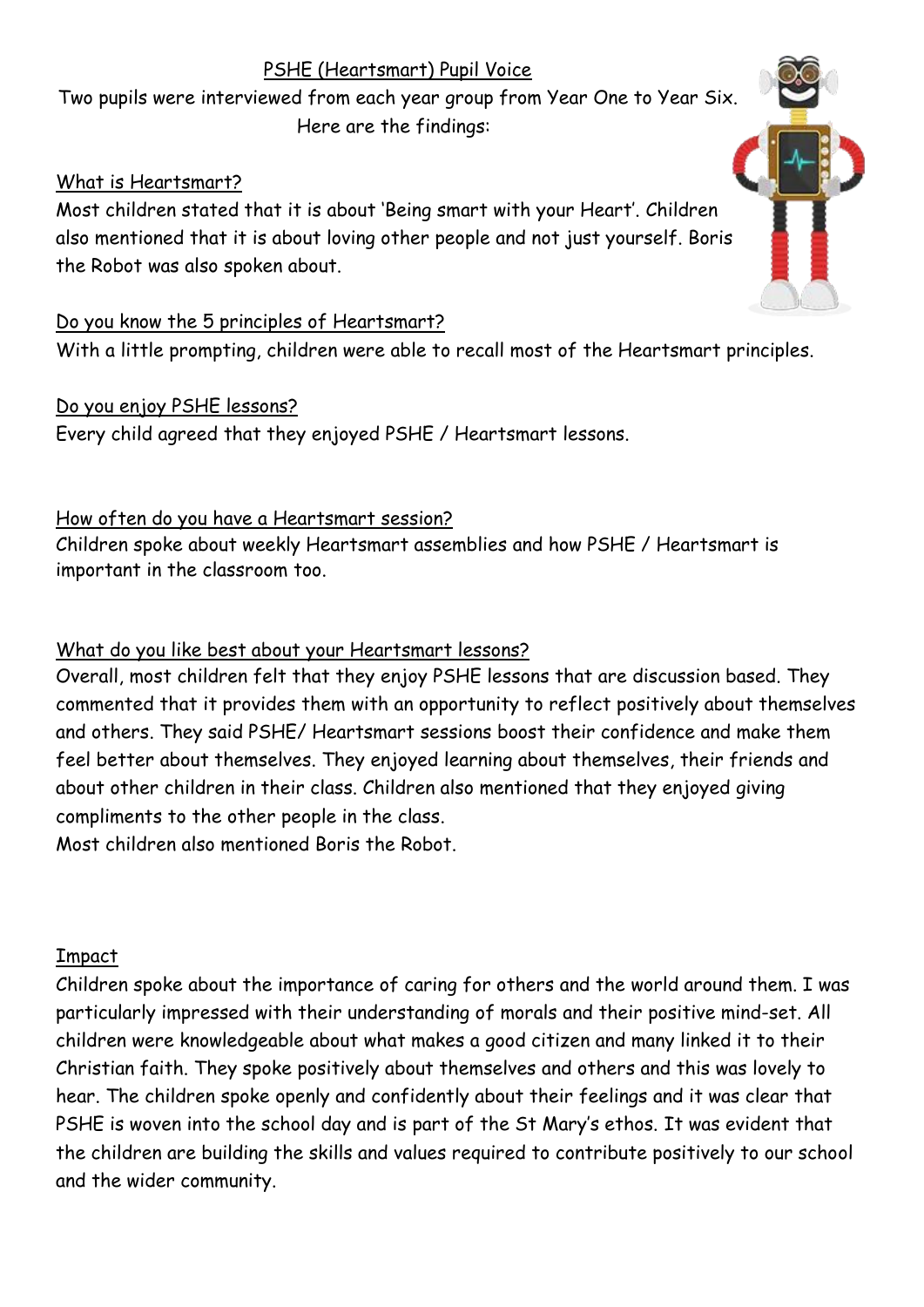# PSHE (Heartsmart) Pupil Voice

Two pupils were interviewed from each year group from Year One to Year Six. Here are the findings:

## What is Heartsmart?

Most children stated that it is about 'Being smart with your Heart'. Children also mentioned that it is about loving other people and not just yourself. Boris the Robot was also spoken about.

## Do you know the 5 principles of Heartsmart?

With a little prompting, children were able to recall most of the Heartsmart principles.

## Do you enjoy PSHE lessons?

Every child agreed that they enjoyed PSHE / Heartsmart lessons.

## How often do you have a Heartsmart session?

Children spoke about weekly Heartsmart assemblies and how PSHE / Heartsmart is important in the classroom too.

## What do you like best about your Heartsmart lessons?

Overall, most children felt that they enjoy PSHE lessons that are discussion based. They commented that it provides them with an opportunity to reflect positively about themselves and others. They said PSHE/ Heartsmart sessions boost their confidence and make them feel better about themselves. They enjoyed learning about themselves, their friends and about other children in their class. Children also mentioned that they enjoyed giving compliments to the other people in the class.

Most children also mentioned Boris the Robot.

## Impact

Children spoke about the importance of caring for others and the world around them. I was particularly impressed with their understanding of morals and their positive mind-set. All children were knowledgeable about what makes a good citizen and many linked it to their Christian faith. They spoke positively about themselves and others and this was lovely to hear. The children spoke openly and confidently about their feelings and it was clear that PSHE is woven into the school day and is part of the St Mary's ethos. It was evident that the children are building the skills and values required to contribute positively to our school and the wider community.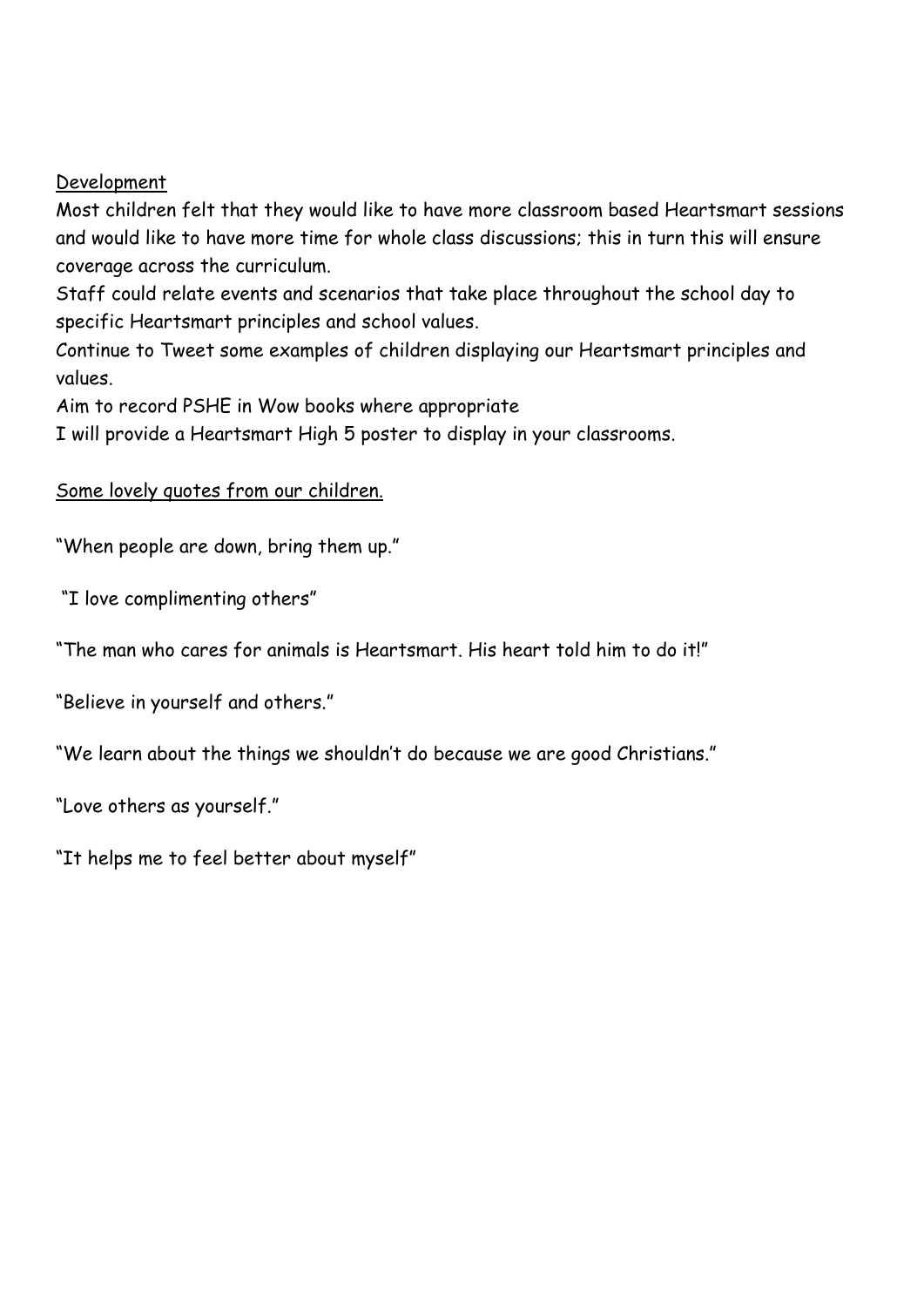Development

Most children felt that they would like to have more classroom based Heartsmart sessions and would like to have more time for whole class discussions; this in turn this will ensure coverage across the curriculum.

Staff could relate events and scenarios that take place throughout the school day to specific Heartsmart principles and school values.

Continue to Tweet some examples of children displaying our Heartsmart principles and values.

Aim to record PSHE in Wow books where appropriate

I will provide a Heartsmart High 5 poster to display in your classrooms.

Some lovely quotes from our children.

"When people are down, bring them up."

"I love complimenting others"

"The man who cares for animals is Heartsmart. His heart told him to do it!"

"Believe in yourself and others."

"We learn about the things we shouldn't do because we are good Christians."

"Love others as yourself."

"It helps me to feel better about myself"